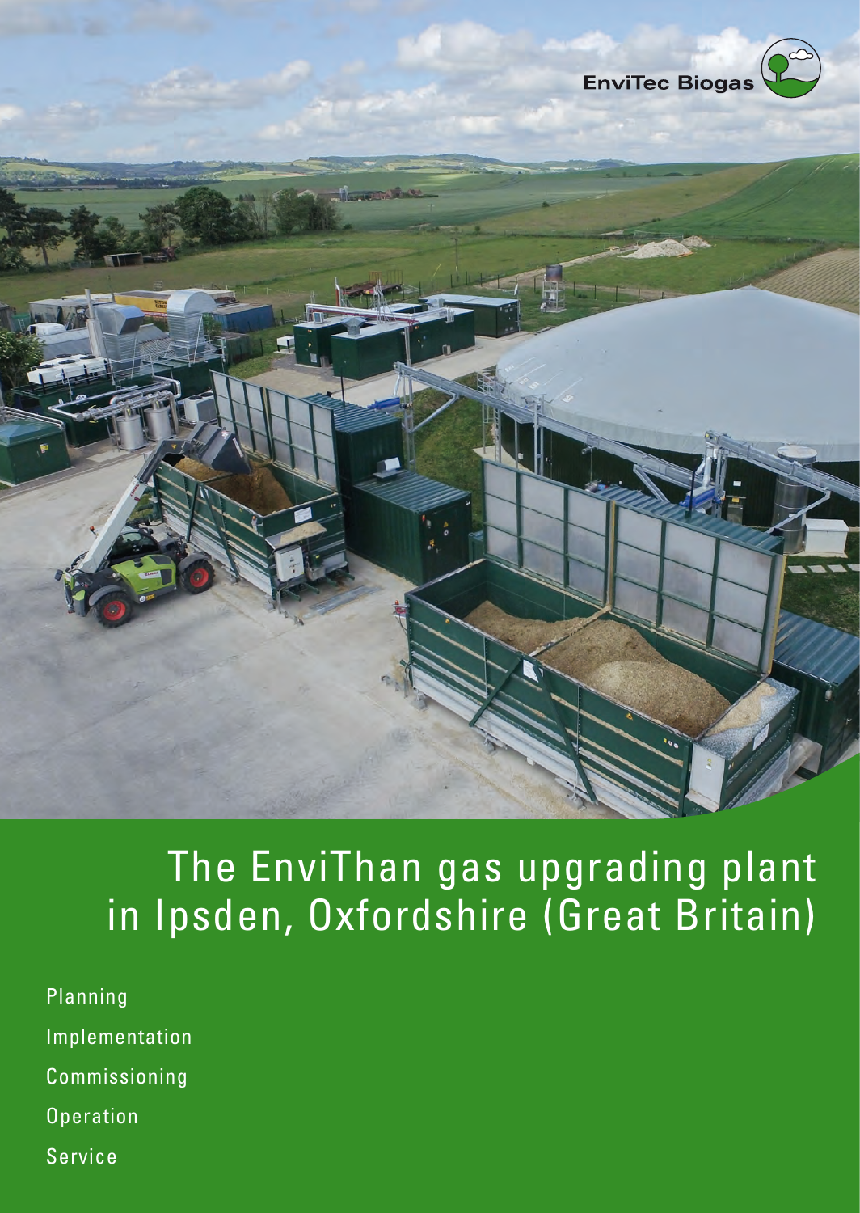EnviTec Biogas

# The EnviThan gas upgrading plant in Ipsden, Oxfordshire (Great Britain)

- Planning
- Implementation
- Commissioning
- Operation
- Service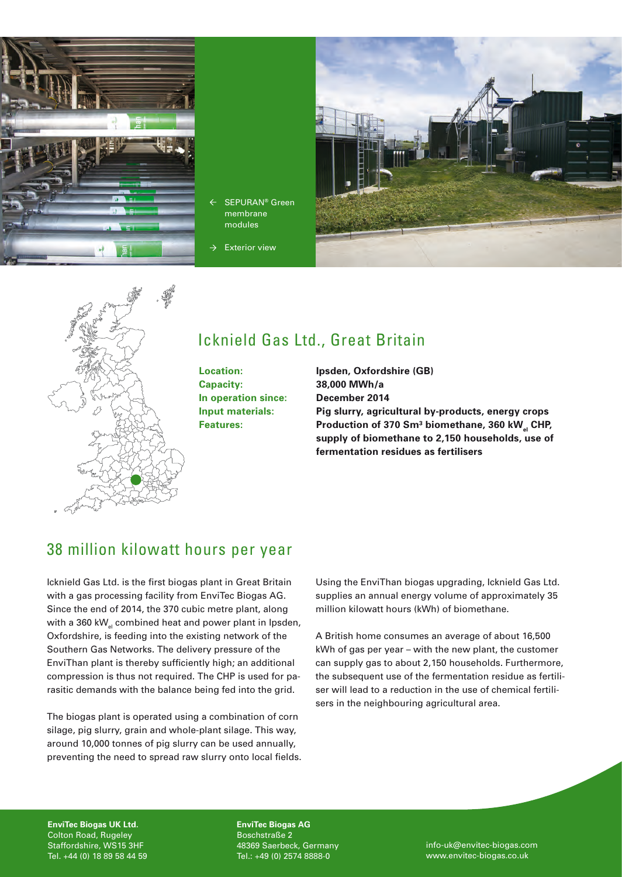← SEPURAN® Green membrane modules

→ Exterior view

## Icknield Gas Ltd., Great Britain

**Location:** **Ipsden, Oxfordshire (GB)**
**Capacity:** **38,000 MWh/a**
**In operation since:** **December 2014**
**Input materials:** **Pig slurry, agricultural by-products, energy crops**
**Features:** **Production of 370 Sm³ biomethane, 360 $kW_{el}$ CHP, supply of biomethane to 2,150 households, use of fermentation residues as fertilisers**

## 38 million kilowatt hours per year

Icknield Gas Ltd. is the first biogas plant in Great Britain with a gas processing facility from EnviTec Biogas AG. Since the end of 2014, the 370 cubic metre plant, along with a 360 $kW_{el}$ combined heat and power plant in Ipsden, Oxfordshire, is feeding into the existing network of the Southern Gas Networks. The delivery pressure of the EnviThan plant is thereby sufficiently high; an additional compression is thus not required. The CHP is used for parasitic demands with the balance being fed into the grid.

The biogas plant is operated using a combination of corn silage, pig slurry, grain and whole-plant silage. This way, around 10,000 tonnes of pig slurry can be used annually, preventing the need to spread raw slurry onto local fields.

Using the EnviThan biogas upgrading, Icknield Gas Ltd. supplies an annual energy volume of approximately 35 million kilowatt hours (kWh) of biomethane.

A British home consumes an average of about 16,500 kWh of gas per year – with the new plant, the customer can supply gas to about 2,150 households. Furthermore, the subsequent use of the fermentation residue as fertiliser will lead to a reduction in the use of chemical fertilisers in the neighbouring agricultural area.

**EnviTec Biogas UK Ltd.**
Colton Road, Rugeley
Staffordshire, WS15 3HF
Tel. +44 (0) 18 89 58 44 59

**EnviTec Biogas AG**
Boschstraße 2
48369 Saerbeck, Germany
Tel.: +49 (0) 2574 8888-0

info-uk@envitec-biogas.com
www.envitec-biogas.co.uk